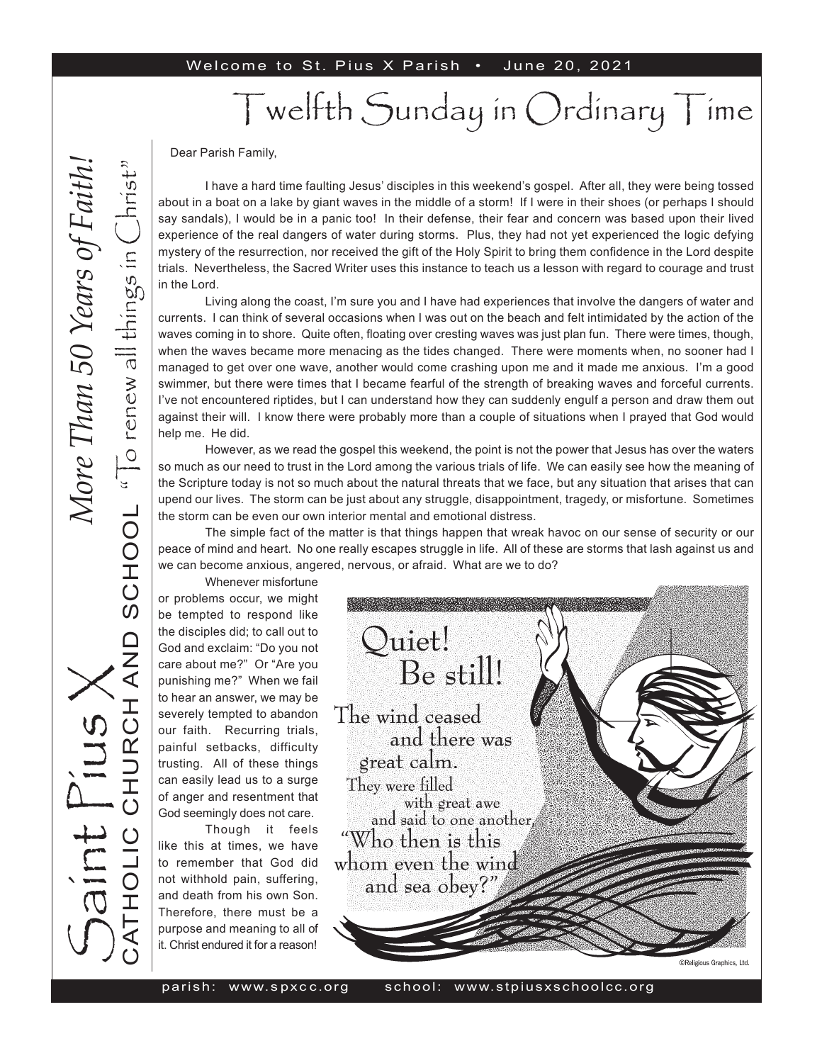Welcome to St. Pius X Parish • June 20, 2021

# Twelfth Sunday in Ordinary Time

Saint Pius X
CATHOLIC CHURCH AND SCHOOL "To renew all things in Christ"
*More Than 50 Years of Faith!*

Dear Parish Family,

I have a hard time faulting Jesus' disciples in this weekend's gospel. After all, they were being tossed about in a boat on a lake by giant waves in the middle of a storm! If I were in their shoes (or perhaps I should say sandals), I would be in a panic too! In their defense, their fear and concern was based upon their lived experience of the real dangers of water during storms. Plus, they had not yet experienced the logic defying mystery of the resurrection, nor received the gift of the Holy Spirit to bring them confidence in the Lord despite trials. Nevertheless, the Sacred Writer uses this instance to teach us a lesson with regard to courage and trust in the Lord.

Living along the coast, I'm sure you and I have had experiences that involve the dangers of water and currents. I can think of several occasions when I was out on the beach and felt intimidated by the action of the waves coming in to shore. Quite often, floating over cresting waves was just plan fun. There were times, though, when the waves became more menacing as the tides changed. There were moments when, no sooner had I managed to get over one wave, another would come crashing upon me and it made me anxious. I'm a good swimmer, but there were times that I became fearful of the strength of breaking waves and forceful currents. I've not encountered riptides, but I can understand how they can suddenly engulf a person and draw them out against their will. I know there were probably more than a couple of situations when I prayed that God would help me. He did.

However, as we read the gospel this weekend, the point is not the power that Jesus has over the waters so much as our need to trust in the Lord among the various trials of life. We can easily see how the meaning of the Scripture today is not so much about the natural threats that we face, but any situation that arises that can upend our lives. The storm can be just about any struggle, disappointment, tragedy, or misfortune. Sometimes the storm can be even our own interior mental and emotional distress.

The simple fact of the matter is that things happen that wreak havoc on our sense of security or our peace of mind and heart. No one really escapes struggle in life. All of these are storms that lash against us and we can become anxious, angered, nervous, or afraid. What are we to do?

Whenever misfortune or problems occur, we might be tempted to respond like the disciples did; to call out to God and exclaim: "Do you not care about me?" Or "Are you punishing me?" When we fail to hear an answer, we may be severely tempted to abandon our faith. Recurring trials, painful setbacks, difficulty trusting. All of these things can easily lead us to a surge of anger and resentment that God seemingly does not care.

Though it feels like this at times, we have to remember that God did not withhold pain, suffering, and death from his own Son. Therefore, there must be a purpose and meaning to all of it. Christ endured it for a reason!

Quiet!
Be still!
The wind ceased
and there was
great calm.
They were filled
with great awe
and said to one another,
"Who then is this
whom even the wind
and sea obey?"

©Religious Graphics, Ltd.

parish: www.spxcc.org school: www.stpiusxschoolcc.org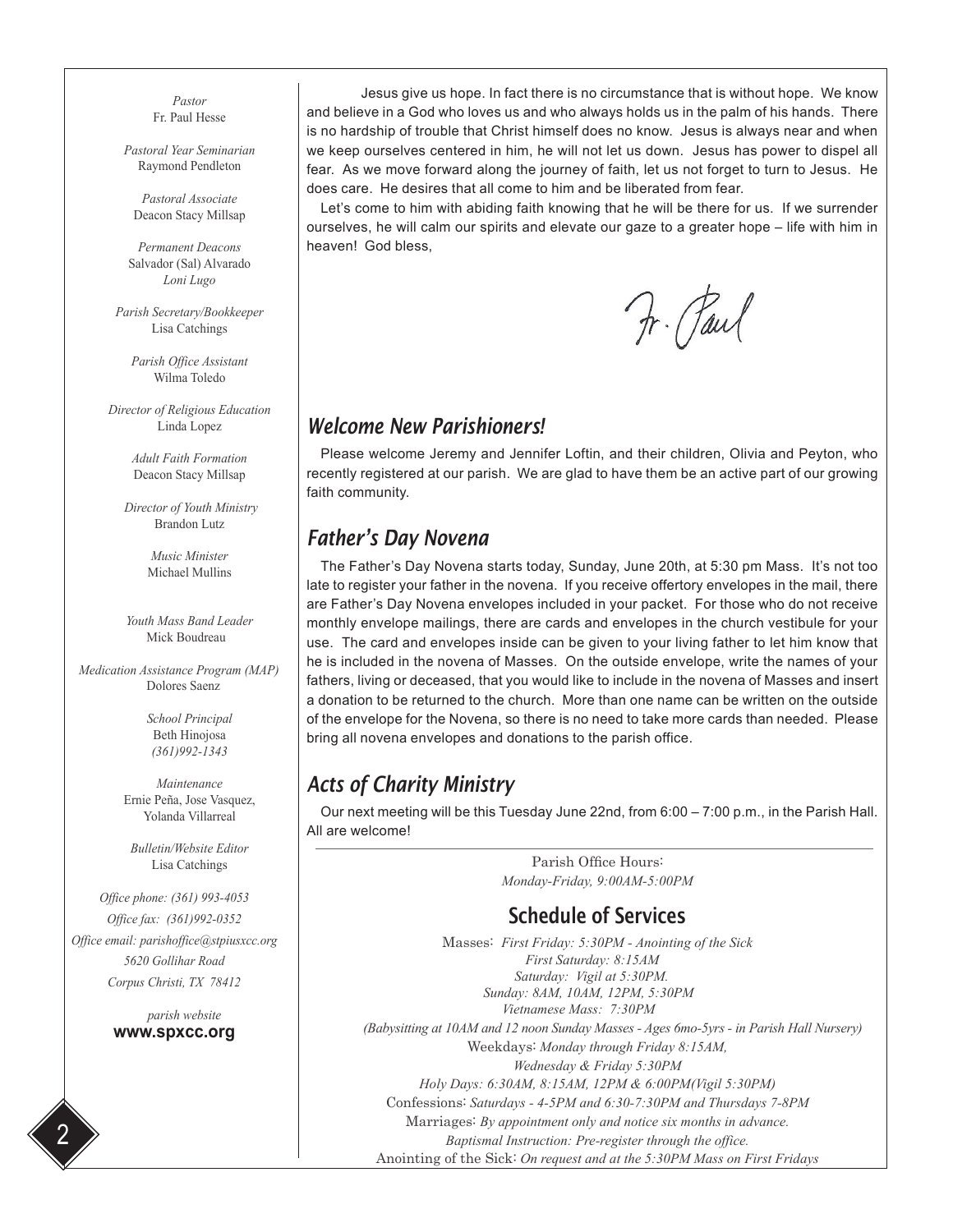*Pastor*
Fr. Paul Hesse

*Pastoral Year Seminarian*
Raymond Pendleton

*Pastoral Associate*
Deacon Stacy Millsap

*Permanent Deacons*
Salvador (Sal) Alvarado
*Loni Lugo*

*Parish Secretary/Bookkeeper*
Lisa Catchings

*Parish Office Assistant*
Wilma Toledo

*Director of Religious Education*
Linda Lopez

*Adult Faith Formation*
Deacon Stacy Millsap

*Director of Youth Ministry*
Brandon Lutz

*Music Minister*
Michael Mullins

*Youth Mass Band Leader*
Mick Boudreau

*Medication Assistance Program (MAP)*
Dolores Saenz

*School Principal*
Beth Hinojosa
*(361)992-1343*

*Maintenance*
Ernie Peña, Jose Vasquez, Yolanda Villarreal

*Bulletin/Website Editor*
Lisa Catchings

*Office phone: (361) 993-4053*
*Office fax: (361)992-0352*
*Office email: parishoffice@stpiusxcc.org*
*5620 Gollihar Road*
*Corpus Christi, TX 78412*

*parish website*
**www.spxcc.org**

Jesus give us hope. In fact there is no circumstance that is without hope. We know and believe in a God who loves us and who always holds us in the palm of his hands. There is no hardship of trouble that Christ himself does no know. Jesus is always near and when we keep ourselves centered in him, he will not let us down. Jesus has power to dispel all fear. As we move forward along the journey of faith, let us not forget to turn to Jesus. He does care. He desires that all come to him and be liberated from fear.

Let's come to him with abiding faith knowing that he will be there for us. If we surrender ourselves, he will calm our spirits and elevate our gaze to a greater hope – life with him in heaven! God bless,

Fr. Paul

## Welcome New Parishioners!

Please welcome Jeremy and Jennifer Loftin, and their children, Olivia and Peyton, who recently registered at our parish. We are glad to have them be an active part of our growing faith community.

## Father's Day Novena

The Father's Day Novena starts today, Sunday, June 20th, at 5:30 pm Mass. It's not too late to register your father in the novena. If you receive offertory envelopes in the mail, there are Father's Day Novena envelopes included in your packet. For those who do not receive monthly envelope mailings, there are cards and envelopes in the church vestibule for your use. The card and envelopes inside can be given to your living father to let him know that he is included in the novena of Masses. On the outside envelope, write the names of your fathers, living or deceased, that you would like to include in the novena of Masses and insert a donation to be returned to the church. More than one name can be written on the outside of the envelope for the Novena, so there is no need to take more cards than needed. Please bring all novena envelopes and donations to the parish office.

## Acts of Charity Ministry

Our next meeting will be this Tuesday June 22nd, from 6:00 – 7:00 p.m., in the Parish Hall. All are welcome!

Parish Office Hours:
*Monday-Friday, 9:00AM-5:00PM*

## Schedule of Services

Masses: *First Friday: 5:30PM - Anointing of the Sick*
*First Saturday: 8:15AM*
*Saturday: Vigil at 5:30PM.*
*Sunday: 8AM, 10AM, 12PM, 5:30PM*
*Vietnamese Mass: 7:30PM*
*(Babysitting at 10AM and 12 noon Sunday Masses - Ages 6mo-5yrs - in Parish Hall Nursery)*
Weekdays: *Monday through Friday 8:15AM,*
*Wednesday & Friday 5:30PM*
*Holy Days: 6:30AM, 8:15AM, 12PM & 6:00PM(Vigil 5:30PM)*
Confessions: *Saturdays - 4-5PM and 6:30-7:30PM and Thursdays 7-8PM*
Marriages: *By appointment only and notice six months in advance.*
*Baptismal Instruction: Pre-register through the office.*
Anointing of the Sick: *On request and at the 5:30PM Mass on First Fridays*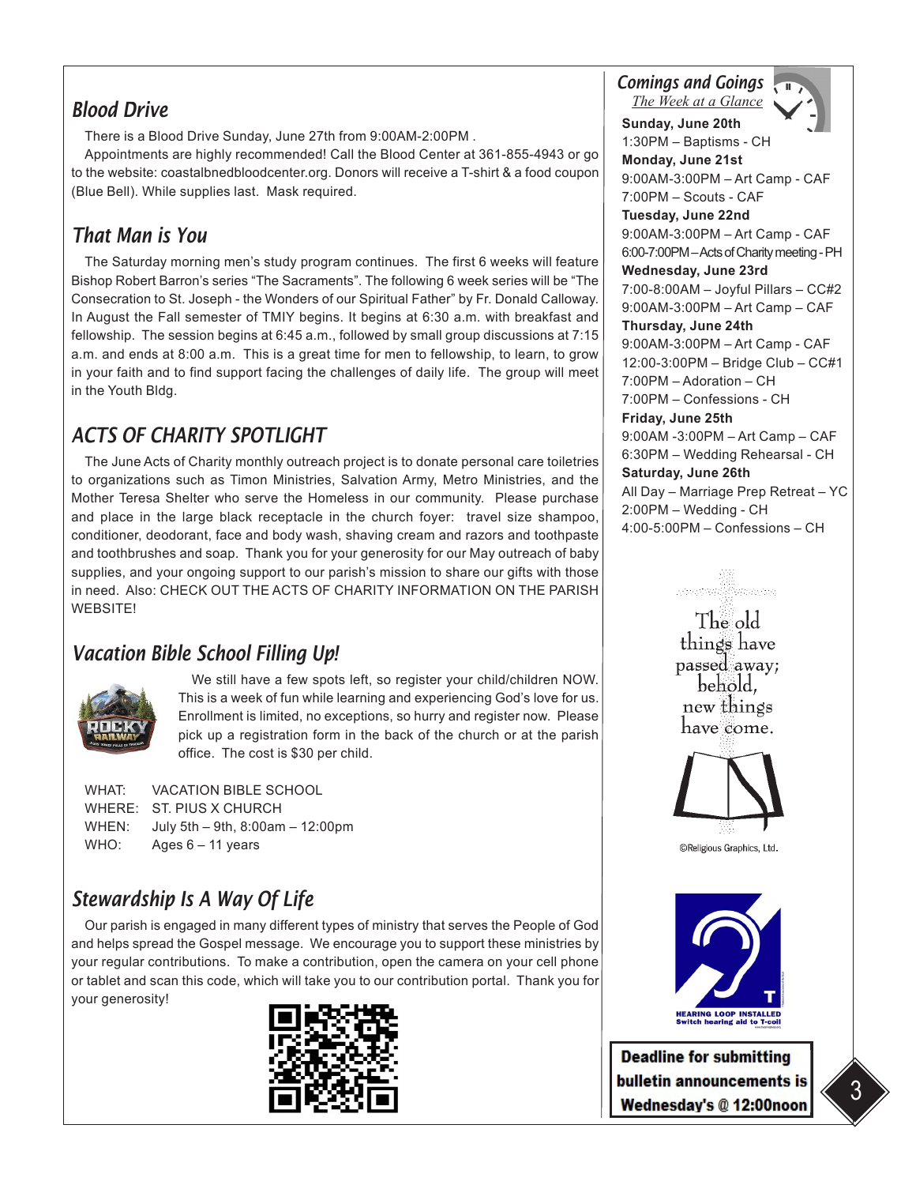## Blood Drive

There is a Blood Drive Sunday, June 27th from 9:00AM-2:00PM .

Appointments are highly recommended! Call the Blood Center at 361-855-4943 or go to the website: coastalbnedbloodcenter.org. Donors will receive a T-shirt & a food coupon (Blue Bell). While supplies last. Mask required.

## That Man is You

The Saturday morning men's study program continues. The first 6 weeks will feature Bishop Robert Barron's series "The Sacraments". The following 6 week series will be "The Consecration to St. Joseph - the Wonders of our Spiritual Father" by Fr. Donald Calloway. In August the Fall semester of TMIY begins. It begins at 6:30 a.m. with breakfast and fellowship. The session begins at 6:45 a.m., followed by small group discussions at 7:15 a.m. and ends at 8:00 a.m. This is a great time for men to fellowship, to learn, to grow in your faith and to find support facing the challenges of daily life. The group will meet in the Youth Bldg.

## ACTS OF CHARITY SPOTLIGHT

The June Acts of Charity monthly outreach project is to donate personal care toiletries to organizations such as Timon Ministries, Salvation Army, Metro Ministries, and the Mother Teresa Shelter who serve the Homeless in our community. Please purchase and place in the large black receptacle in the church foyer: travel size shampoo, conditioner, deodorant, face and body wash, shaving cream and razors and toothpaste and toothbrushes and soap. Thank you for your generosity for our May outreach of baby supplies, and your ongoing support to our parish's mission to share our gifts with those in need. Also: CHECK OUT THE ACTS OF CHARITY INFORMATION ON THE PARISH WEBSITE!

## Vacation Bible School Filling Up!

We still have a few spots left, so register your child/children NOW. This is a week of fun while learning and experiencing God's love for us. Enrollment is limited, no exceptions, so hurry and register now. Please pick up a registration form in the back of the church or at the parish office. The cost is $30 per child.

WHAT: VACATION BIBLE SCHOOL
WHERE: ST. PIUS X CHURCH
WHEN: July 5th – 9th, 8:00am – 12:00pm
WHO: Ages 6 – 11 years

## Stewardship Is A Way Of Life

Our parish is engaged in many different types of ministry that serves the People of God and helps spread the Gospel message. We encourage you to support these ministries by your regular contributions. To make a contribution, open the camera on your cell phone or tablet and scan this code, which will take you to our contribution portal. Thank you for your generosity!

## Comings and Goings

*The Week at a Glance*

**Sunday, June 20th**
1:30PM – Baptisms - CH

**Monday, June 21st**
9:00AM-3:00PM – Art Camp - CAF
7:00PM – Scouts - CAF

**Tuesday, June 22nd**
9:00AM-3:00PM – Art Camp - CAF
6:00-7:00PM – Acts of Charity meeting - PH

**Wednesday, June 23rd**
7:00-8:00AM – Joyful Pillars – CC#2
9:00AM-3:00PM – Art Camp – CAF

**Thursday, June 24th**
9:00AM-3:00PM – Art Camp - CAF
12:00-3:00PM – Bridge Club – CC#1
7:00PM – Adoration – CH
7:00PM – Confessions - CH

**Friday, June 25th**
9:00AM -3:00PM – Art Camp – CAF
6:30PM – Wedding Rehearsal - CH

**Saturday, June 26th**
All Day – Marriage Prep Retreat – YC
2:00PM – Wedding - CH
4:00-5:00PM – Confessions – CH

The old things have passed away; behold, new things have come.

©Religious Graphics, Ltd.

HEARING LOOP INSTALLED
Switch hearing aid to T-coil

**Deadline for submitting bulletin announcements is Wednesday's @ 12:00noon**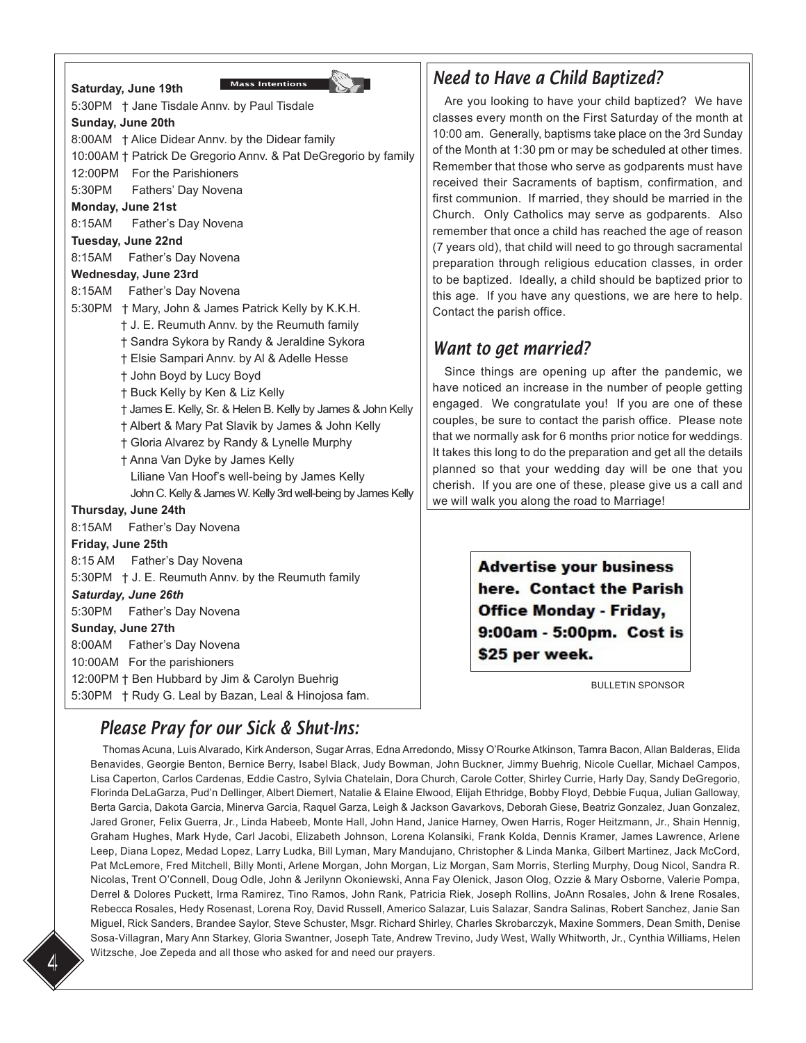## Mass Intentions

**Saturday, June 19th**
5:30PM † Jane Tisdale Annv. by Paul Tisdale

**Sunday, June 20th**
8:00AM † Alice Didear Annv. by the Didear family
10:00AM † Patrick De Gregorio Annv. & Pat DeGregorio by family
12:00PM For the Parishioners
5:30PM Fathers' Day Novena

**Monday, June 21st**
8:15AM Father's Day Novena

**Tuesday, June 22nd**
8:15AM Father's Day Novena

**Wednesday, June 23rd**
8:15AM Father's Day Novena
5:30PM † Mary, John & James Patrick Kelly by K.K.H.
† J. E. Reumuth Annv. by the Reumuth family
† Sandra Sykora by Randy & Jeraldine Sykora
† Elsie Sampari Annv. by Al & Adelle Hesse
† John Boyd by Lucy Boyd
† Buck Kelly by Ken & Liz Kelly
† James E. Kelly, Sr. & Helen B. Kelly by James & John Kelly
† Albert & Mary Pat Slavik by James & John Kelly
† Gloria Alvarez by Randy & Lynelle Murphy
† Anna Van Dyke by James Kelly
Liliane Van Hoof's well-being by James Kelly
John C. Kelly & James W. Kelly 3rd well-being by James Kelly

**Thursday, June 24th**
8:15AM Father's Day Novena

**Friday, June 25th**
8:15 AM Father's Day Novena
5:30PM † J. E. Reumuth Annv. by the Reumuth family

***Saturday, June 26th***
5:30PM Father's Day Novena

**Sunday, June 27th**
8:00AM Father's Day Novena
10:00AM For the parishioners
12:00PM † Ben Hubbard by Jim & Carolyn Buehrig
5:30PM † Rudy G. Leal by Bazan, Leal & Hinojosa fam.

## *Need to Have a Child Baptized?*

Are you looking to have your child baptized? We have classes every month on the First Saturday of the month at 10:00 am. Generally, baptisms take place on the 3rd Sunday of the Month at 1:30 pm or may be scheduled at other times. Remember that those who serve as godparents must have received their Sacraments of baptism, confirmation, and first communion. If married, they should be married in the Church. Only Catholics may serve as godparents. Also remember that once a child has reached the age of reason (7 years old), that child will need to go through sacramental preparation through religious education classes, in order to be baptized. Ideally, a child should be baptized prior to this age. If you have any questions, we are here to help. Contact the parish office.

## *Want to get married?*

Since things are opening up after the pandemic, we have noticed an increase in the number of people getting engaged. We congratulate you! If you are one of these couples, be sure to contact the parish office. Please note that we normally ask for 6 months prior notice for weddings. It takes this long to do the preparation and get all the details planned so that your wedding day will be one that you cherish. If you are one of these, please give us a call and we will walk you along the road to Marriage!

**Advertise your business here. Contact the Parish Office Monday - Friday, 9:00am - 5:00pm. Cost is $25 per week.**

BULLETIN SPONSOR

## *Please Pray for our Sick & Shut-Ins:*

Thomas Acuna, Luis Alvarado, Kirk Anderson, Sugar Arras, Edna Arredondo, Missy O'Rourke Atkinson, Tamra Bacon, Allan Balderas, Elida Benavides, Georgie Benton, Bernice Berry, Isabel Black, Judy Bowman, John Buckner, Jimmy Buehrig, Nicole Cuellar, Michael Campos, Lisa Caperton, Carlos Cardenas, Eddie Castro, Sylvia Chatelain, Dora Church, Carole Cotter, Shirley Currie, Harly Day, Sandy DeGregorio, Florinda DeLaGarza, Pud'n Dellinger, Albert Diemert, Natalie & Elaine Elwood, Elijah Ethridge, Bobby Floyd, Debbie Fuqua, Julian Galloway, Berta Garcia, Dakota Garcia, Minerva Garcia, Raquel Garza, Leigh & Jackson Gavarkovs, Deborah Giese, Beatriz Gonzalez, Juan Gonzalez, Jared Groner, Felix Guerra, Jr., Linda Habeeb, Monte Hall, John Hand, Janice Harney, Owen Harris, Roger Heitzmann, Jr., Shain Hennig, Graham Hughes, Mark Hyde, Carl Jacobi, Elizabeth Johnson, Lorena Kolansiki, Frank Kolda, Dennis Kramer, James Lawrence, Arlene Leep, Diana Lopez, Medad Lopez, Larry Ludka, Bill Lyman, Mary Mandujano, Christopher & Linda Manka, Gilbert Martinez, Jack McCord, Pat McLemore, Fred Mitchell, Billy Monti, Arlene Morgan, John Morgan, Liz Morgan, Sam Morris, Sterling Murphy, Doug Nicol, Sandra R. Nicolas, Trent O'Connell, Doug Odle, John & Jerilynn Okoniewski, Anna Fay Olenick, Jason Olog, Ozzie & Mary Osborne, Valerie Pompa, Derrel & Dolores Puckett, Irma Ramirez, Tino Ramos, John Rank, Patricia Riek, Joseph Rollins, JoAnn Rosales, John & Irene Rosales, Rebecca Rosales, Hedy Rosenast, Lorena Roy, David Russell, Americo Salazar, Luis Salazar, Sandra Salinas, Robert Sanchez, Janie San Miguel, Rick Sanders, Brandee Saylor, Steve Schuster, Msgr. Richard Shirley, Charles Skrobarczyk, Maxine Sommers, Dean Smith, Denise Sosa-Villagran, Mary Ann Starkey, Gloria Swantner, Joseph Tate, Andrew Trevino, Judy West, Wally Whitworth, Jr., Cynthia Williams, Helen Witzsche, Joe Zepeda and all those who asked for and need our prayers.